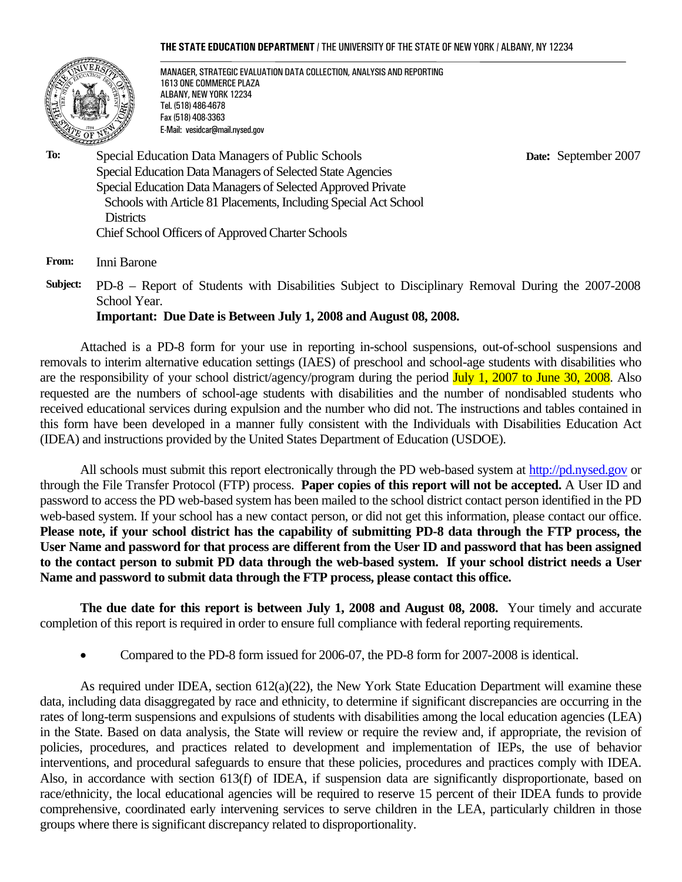**THE STATE EDUCATION DEPARTMENT** / THE UNIVERSITY OF THE STATE OF NEW YORK / ALBANY, NY 12234

MANAGER, STRATEGIC EVALUATION DATA COLLECTION, ANALYSIS AND REPORTING
1613 ONE COMMERCE PLAZA
ALBANY, NEW YORK 12234
Tel. (518) 486-4678
Fax (518) 408-3363
E-Mail: vesidcar@mail.nysed.gov

**To:** Special Education Data Managers of Public Schools
Special Education Data Managers of Selected State Agencies
Special Education Data Managers of Selected Approved Private Schools with Article 81 Placements, Including Special Act School Districts
Chief School Officers of Approved Charter Schools

**Date:** September 2007

**From:** Inni Barone

**Subject:** PD-8 – Report of Students with Disabilities Subject to Disciplinary Removal During the 2007-2008 School Year.
**Important: Due Date is Between July 1, 2008 and August 08, 2008.**

Attached is a PD-8 form for your use in reporting in-school suspensions, out-of-school suspensions and removals to interim alternative education settings (IAES) of preschool and school-age students with disabilities who are the responsibility of your school district/agency/program during the period July 1, 2007 to June 30, 2008. Also requested are the numbers of school-age students with disabilities and the number of nondisabled students who received educational services during expulsion and the number who did not. The instructions and tables contained in this form have been developed in a manner fully consistent with the Individuals with Disabilities Education Act (IDEA) and instructions provided by the United States Department of Education (USDOE).

All schools must submit this report electronically through the PD web-based system at http://pd.nysed.gov or through the File Transfer Protocol (FTP) process. **Paper copies of this report will not be accepted.** A User ID and password to access the PD web-based system has been mailed to the school district contact person identified in the PD web-based system. If your school has a new contact person, or did not get this information, please contact our office. **Please note, if your school district has the capability of submitting PD-8 data through the FTP process, the User Name and password for that process are different from the User ID and password that has been assigned to the contact person to submit PD data through the web-based system. If your school district needs a User Name and password to submit data through the FTP process, please contact this office.**

**The due date for this report is between July 1, 2008 and August 08, 2008.** Your timely and accurate completion of this report is required in order to ensure full compliance with federal reporting requirements.

- Compared to the PD-8 form issued for 2006-07, the PD-8 form for 2007-2008 is identical.

As required under IDEA, section 612(a)(22), the New York State Education Department will examine these data, including data disaggregated by race and ethnicity, to determine if significant discrepancies are occurring in the rates of long-term suspensions and expulsions of students with disabilities among the local education agencies (LEA) in the State. Based on data analysis, the State will review or require the review and, if appropriate, the revision of policies, procedures, and practices related to development and implementation of IEPs, the use of behavior interventions, and procedural safeguards to ensure that these policies, procedures and practices comply with IDEA. Also, in accordance with section 613(f) of IDEA, if suspension data are significantly disproportionate, based on race/ethnicity, the local educational agencies will be required to reserve 15 percent of their IDEA funds to provide comprehensive, coordinated early intervening services to serve children in the LEA, particularly children in those groups where there is significant discrepancy related to disproportionality.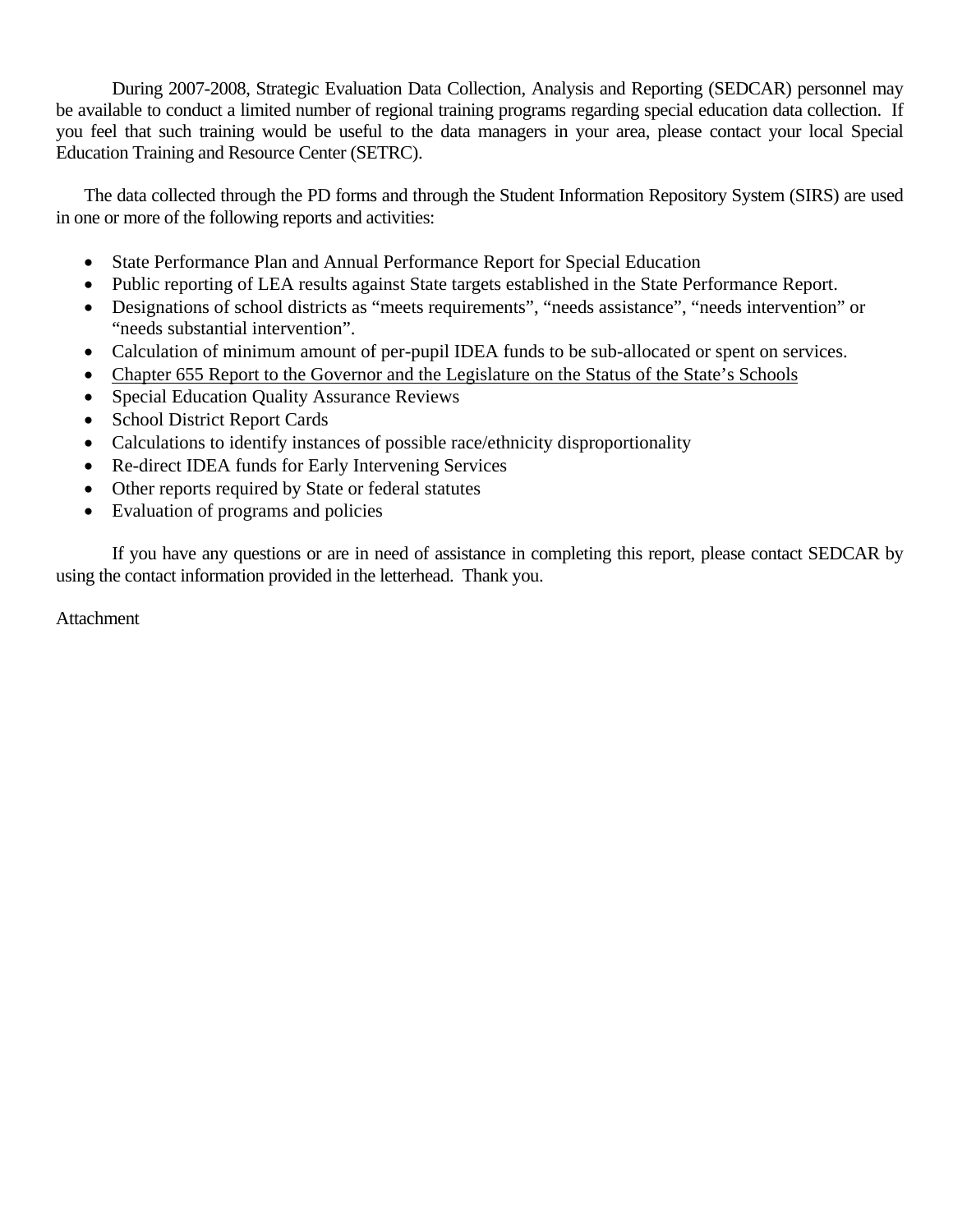During 2007-2008, Strategic Evaluation Data Collection, Analysis and Reporting (SEDCAR) personnel may be available to conduct a limited number of regional training programs regarding special education data collection. If you feel that such training would be useful to the data managers in your area, please contact your local Special Education Training and Resource Center (SETRC).

The data collected through the PD forms and through the Student Information Repository System (SIRS) are used in one or more of the following reports and activities:

- State Performance Plan and Annual Performance Report for Special Education
- Public reporting of LEA results against State targets established in the State Performance Report.
- Designations of school districts as "meets requirements", "needs assistance", "needs intervention" or "needs substantial intervention".
- Calculation of minimum amount of per-pupil IDEA funds to be sub-allocated or spent on services.
- Chapter 655 Report to the Governor and the Legislature on the Status of the State's Schools
- Special Education Quality Assurance Reviews
- School District Report Cards
- Calculations to identify instances of possible race/ethnicity disproportionality
- Re-direct IDEA funds for Early Intervening Services
- Other reports required by State or federal statutes
- Evaluation of programs and policies

If you have any questions or are in need of assistance in completing this report, please contact SEDCAR by using the contact information provided in the letterhead. Thank you.

Attachment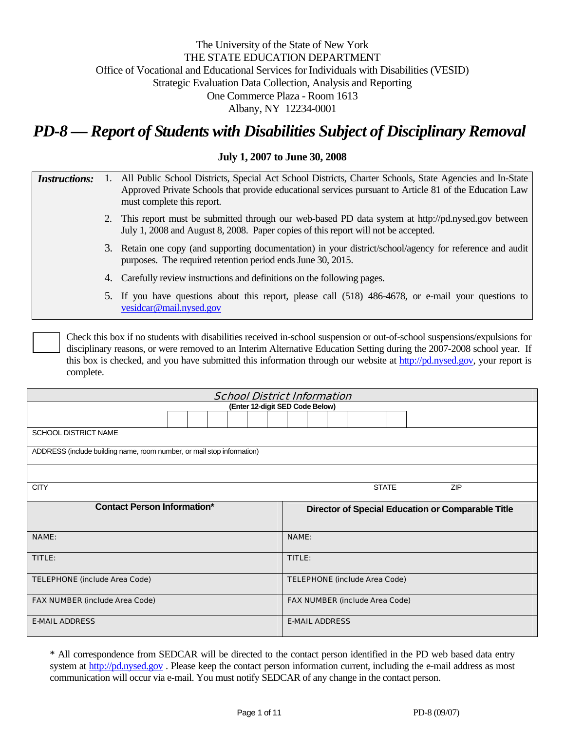The University of the State of New York
THE STATE EDUCATION DEPARTMENT
Office of Vocational and Educational Services for Individuals with Disabilities (VESID)
Strategic Evaluation Data Collection, Analysis and Reporting
One Commerce Plaza - Room 1613
Albany, NY 12234-0001

# *PD-8 — Report of Students with Disabilities Subject of Disciplinary Removal*

**July 1, 2007 to June 30, 2008**

***Instructions:***

1. All Public School Districts, Special Act School Districts, Charter Schools, State Agencies and In-State Approved Private Schools that provide educational services pursuant to Article 81 of the Education Law must complete this report.
2. This report must be submitted through our web-based PD data system at http://pd.nysed.gov between July 1, 2008 and August 8, 2008. Paper copies of this report will not be accepted.
3. Retain one copy (and supporting documentation) in your district/school/agency for reference and audit purposes. The required retention period ends June 30, 2015.
4. Carefully review instructions and definitions on the following pages.
5. If you have questions about this report, please call (518) 486-4678, or e-mail your questions to vesidcar@mail.nysed.gov

☐ Check this box if no students with disabilities received in-school suspension or out-of-school suspensions/expulsions for disciplinary reasons, or were removed to an Interim Alternative Education Setting during the 2007-2008 school year. If this box is checked, and you have submitted this information through our website at http://pd.nysed.gov, your report is complete.

| *School District Information* | | | | | | | | | | | | |
|---|---|---|---|---|---|---|---|---|---|---|---|---|
| **(Enter 12-digit SED Code Below)** | | | | | | | | | | | | |
| | | | | | | | | | | | | |
| SCHOOL DISTRICT NAME | | | | | | | | | | | | |
| ADDRESS (include building name, room number, or mail stop information) | | | | | | | | | | | | |
| | | | | | | | | | | | | |
| CITY | | | | | | | | | | STATE | | ZIP |

| **Contact Person Information*** | **Director of Special Education or Comparable Title** |
|---|---|
| NAME: | NAME: |
| TITLE: | TITLE: |
| TELEPHONE (include Area Code) | TELEPHONE (include Area Code) |
| FAX NUMBER (include Area Code) | FAX NUMBER (include Area Code) |
| E-MAIL ADDRESS | E-MAIL ADDRESS |

\* All correspondence from SEDCAR will be directed to the contact person identified in the PD web based data entry system at http://pd.nysed.gov . Please keep the contact person information current, including the e-mail address as most communication will occur via e-mail. You must notify SEDCAR of any change in the contact person.

PD-8 (09/07)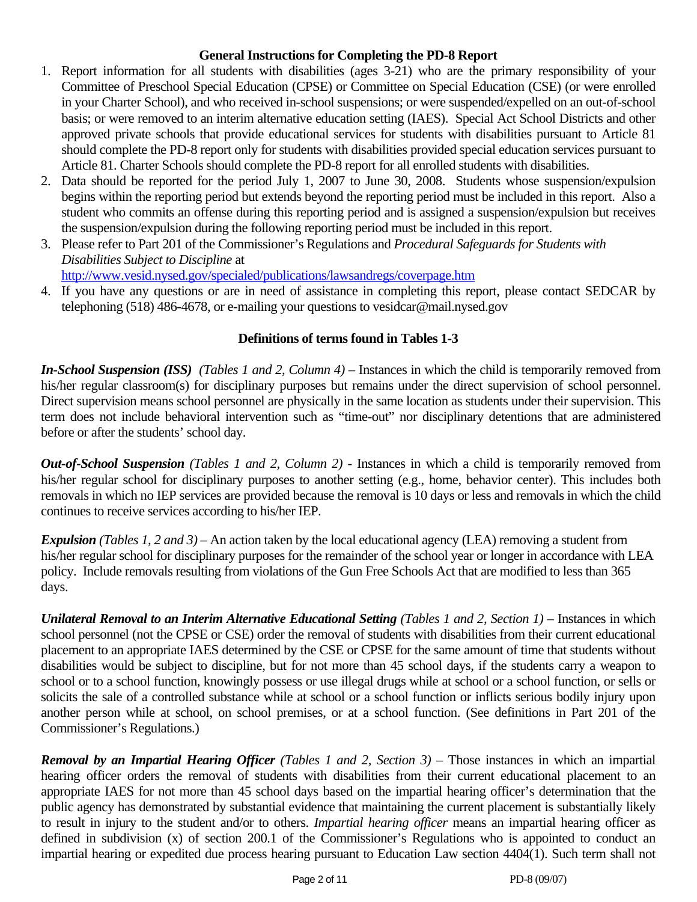## General Instructions for Completing the PD-8 Report

1. Report information for all students with disabilities (ages 3-21) who are the primary responsibility of your Committee of Preschool Special Education (CPSE) or Committee on Special Education (CSE) (or were enrolled in your Charter School), and who received in-school suspensions; or were suspended/expelled on an out-of-school basis; or were removed to an interim alternative education setting (IAES). Special Act School Districts and other approved private schools that provide educational services for students with disabilities pursuant to Article 81 should complete the PD-8 report only for students with disabilities provided special education services pursuant to Article 81. Charter Schools should complete the PD-8 report for all enrolled students with disabilities.
2. Data should be reported for the period July 1, 2007 to June 30, 2008. Students whose suspension/expulsion begins within the reporting period but extends beyond the reporting period must be included in this report. Also a student who commits an offense during this reporting period and is assigned a suspension/expulsion but receives the suspension/expulsion during the following reporting period must be included in this report.
3. Please refer to Part 201 of the Commissioner's Regulations and *Procedural Safeguards for Students with Disabilities Subject to Discipline* at http://www.vesid.nysed.gov/specialed/publications/lawsandregs/coverpage.htm
4. If you have any questions or are in need of assistance in completing this report, please contact SEDCAR by telephoning (518) 486-4678, or e-mailing your questions to vesidcar@mail.nysed.gov

## Definitions of terms found in Tables 1-3

***In-School Suspension (ISS)*** *(Tables 1 and 2, Column 4)* – Instances in which the child is temporarily removed from his/her regular classroom(s) for disciplinary purposes but remains under the direct supervision of school personnel. Direct supervision means school personnel are physically in the same location as students under their supervision. This term does not include behavioral intervention such as "time-out" nor disciplinary detentions that are administered before or after the students' school day.

***Out-of-School Suspension*** *(Tables 1 and 2, Column 2)* - Instances in which a child is temporarily removed from his/her regular school for disciplinary purposes to another setting (e.g., home, behavior center). This includes both removals in which no IEP services are provided because the removal is 10 days or less and removals in which the child continues to receive services according to his/her IEP.

***Expulsion*** *(Tables 1, 2 and 3)* – An action taken by the local educational agency (LEA) removing a student from his/her regular school for disciplinary purposes for the remainder of the school year or longer in accordance with LEA policy. Include removals resulting from violations of the Gun Free Schools Act that are modified to less than 365 days.

***Unilateral Removal to an Interim Alternative Educational Setting*** *(Tables 1 and 2, Section 1)* – Instances in which school personnel (not the CPSE or CSE) order the removal of students with disabilities from their current educational placement to an appropriate IAES determined by the CSE or CPSE for the same amount of time that students without disabilities would be subject to discipline, but for not more than 45 school days, if the students carry a weapon to school or to a school function, knowingly possess or use illegal drugs while at school or a school function, or sells or solicits the sale of a controlled substance while at school or a school function or inflicts serious bodily injury upon another person while at school, on school premises, or at a school function. (See definitions in Part 201 of the Commissioner's Regulations.)

***Removal by an Impartial Hearing Officer*** *(Tables 1 and 2, Section 3)* – Those instances in which an impartial hearing officer orders the removal of students with disabilities from their current educational placement to an appropriate IAES for not more than 45 school days based on the impartial hearing officer's determination that the public agency has demonstrated by substantial evidence that maintaining the current placement is substantially likely to result in injury to the student and/or to others. *Impartial hearing officer* means an impartial hearing officer as defined in subdivision (x) of section 200.1 of the Commissioner's Regulations who is appointed to conduct an impartial hearing or expedited due process hearing pursuant to Education Law section 4404(1). Such term shall not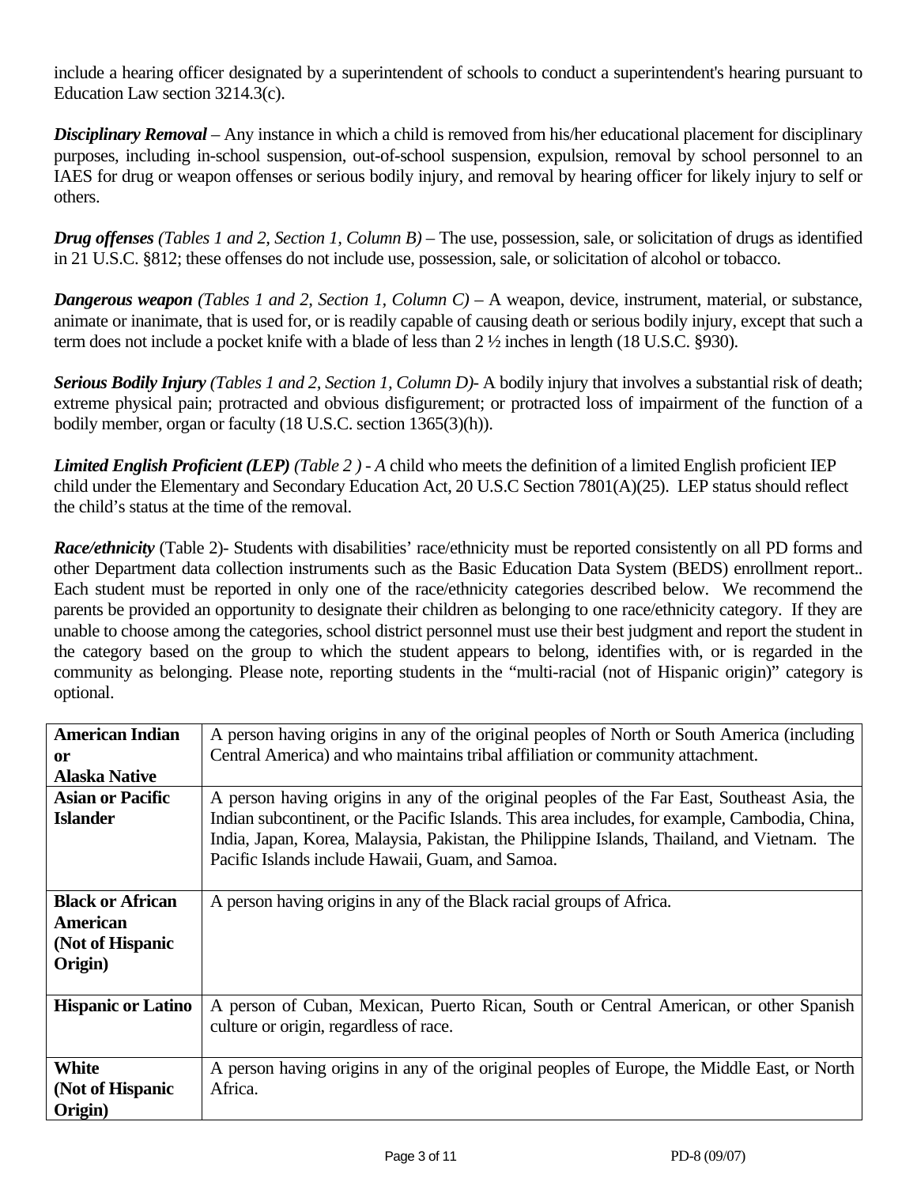include a hearing officer designated by a superintendent of schools to conduct a superintendent's hearing pursuant to Education Law section 3214.3(c).

***Disciplinary Removal*** – Any instance in which a child is removed from his/her educational placement for disciplinary purposes, including in-school suspension, out-of-school suspension, expulsion, removal by school personnel to an IAES for drug or weapon offenses or serious bodily injury, and removal by hearing officer for likely injury to self or others.

***Drug offenses*** *(Tables 1 and 2, Section 1, Column B)* – The use, possession, sale, or solicitation of drugs as identified in 21 U.S.C. §812; these offenses do not include use, possession, sale, or solicitation of alcohol or tobacco.

***Dangerous weapon*** *(Tables 1 and 2, Section 1, Column C)* – A weapon, device, instrument, material, or substance, animate or inanimate, that is used for, or is readily capable of causing death or serious bodily injury, except that such a term does not include a pocket knife with a blade of less than 2 ½ inches in length (18 U.S.C. §930).

***Serious Bodily Injury*** *(Tables 1 and 2, Section 1, Column D)*- A bodily injury that involves a substantial risk of death; extreme physical pain; protracted and obvious disfigurement; or protracted loss of impairment of the function of a bodily member, organ or faculty (18 U.S.C. section 1365(3)(h)).

***Limited English Proficient (LEP)*** *(Table 2 ) - A* child who meets the definition of a limited English proficient IEP child under the Elementary and Secondary Education Act, 20 U.S.C Section 7801(A)(25). LEP status should reflect the child's status at the time of the removal.

***Race/ethnicity*** (Table 2)- Students with disabilities' race/ethnicity must be reported consistently on all PD forms and other Department data collection instruments such as the Basic Education Data System (BEDS) enrollment report.. Each student must be reported in only one of the race/ethnicity categories described below. We recommend the parents be provided an opportunity to designate their children as belonging to one race/ethnicity category. If they are unable to choose among the categories, school district personnel must use their best judgment and report the student in the category based on the group to which the student appears to belong, identifies with, or is regarded in the community as belonging. Please note, reporting students in the "multi-racial (not of Hispanic origin)" category is optional.

| | |
|---|---|
| **American Indian or Alaska Native** | A person having origins in any of the original peoples of North or South America (including Central America) and who maintains tribal affiliation or community attachment. |
| **Asian or Pacific Islander** | A person having origins in any of the original peoples of the Far East, Southeast Asia, the Indian subcontinent, or the Pacific Islands. This area includes, for example, Cambodia, China, India, Japan, Korea, Malaysia, Pakistan, the Philippine Islands, Thailand, and Vietnam. The Pacific Islands include Hawaii, Guam, and Samoa. |
| **Black or African American (Not of Hispanic Origin)** | A person having origins in any of the Black racial groups of Africa. |
| **Hispanic or Latino** | A person of Cuban, Mexican, Puerto Rican, South or Central American, or other Spanish culture or origin, regardless of race. |
| **White (Not of Hispanic Origin)** | A person having origins in any of the original peoples of Europe, the Middle East, or North Africa. |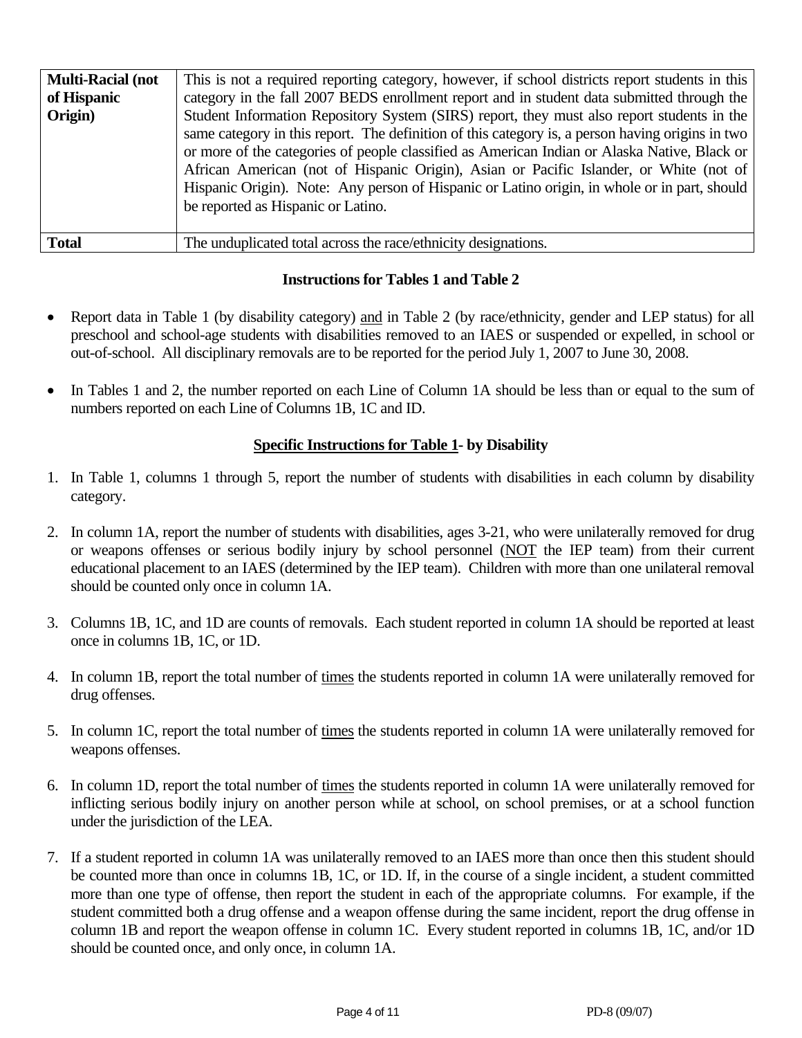| | |
|---|---|
| **Multi-Racial (not of Hispanic Origin)** | This is not a required reporting category, however, if school districts report students in this category in the fall 2007 BEDS enrollment report and in student data submitted through the Student Information Repository System (SIRS) report, they must also report students in the same category in this report. The definition of this category is, a person having origins in two or more of the categories of people classified as American Indian or Alaska Native, Black or African American (not of Hispanic Origin), Asian or Pacific Islander, or White (not of Hispanic Origin). Note: Any person of Hispanic or Latino origin, in whole or in part, should be reported as Hispanic or Latino. |
| **Total** | The unduplicated total across the race/ethnicity designations. |

### Instructions for Tables 1 and Table 2

- Report data in Table 1 (by disability category) <u>and</u> in Table 2 (by race/ethnicity, gender and LEP status) for all preschool and school-age students with disabilities removed to an IAES or suspended or expelled, in school or out-of-school. All disciplinary removals are to be reported for the period July 1, 2007 to June 30, 2008.
- In Tables 1 and 2, the number reported on each Line of Column 1A should be less than or equal to the sum of numbers reported on each Line of Columns 1B, 1C and ID.

### <u>Specific Instructions for Table 1</u>- by Disability

1. In Table 1, columns 1 through 5, report the number of students with disabilities in each column by disability category.
2. In column 1A, report the number of students with disabilities, ages 3-21, who were unilaterally removed for drug or weapons offenses or serious bodily injury by school personnel (<u>NOT</u> the IEP team) from their current educational placement to an IAES (determined by the IEP team). Children with more than one unilateral removal should be counted only once in column 1A.
3. Columns 1B, 1C, and 1D are counts of removals. Each student reported in column 1A should be reported at least once in columns 1B, 1C, or 1D.
4. In column 1B, report the total number of <u>times</u> the students reported in column 1A were unilaterally removed for drug offenses.
5. In column 1C, report the total number of <u>times</u> the students reported in column 1A were unilaterally removed for weapons offenses.
6. In column 1D, report the total number of <u>times</u> the students reported in column 1A were unilaterally removed for inflicting serious bodily injury on another person while at school, on school premises, or at a school function under the jurisdiction of the LEA.
7. If a student reported in column 1A was unilaterally removed to an IAES more than once then this student should be counted more than once in columns 1B, 1C, or 1D. If, in the course of a single incident, a student committed more than one type of offense, then report the student in each of the appropriate columns. For example, if the student committed both a drug offense and a weapon offense during the same incident, report the drug offense in column 1B and report the weapon offense in column 1C. Every student reported in columns 1B, 1C, and/or 1D should be counted once, and only once, in column 1A.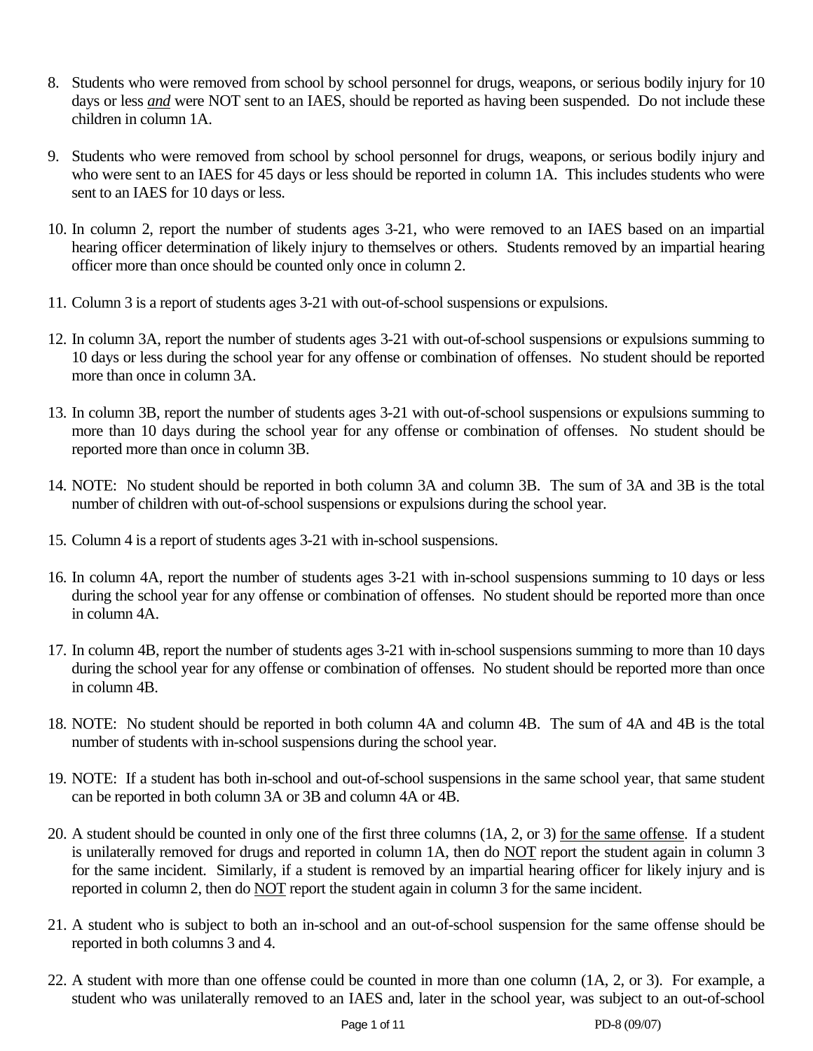8. Students who were removed from school by school personnel for drugs, weapons, or serious bodily injury for 10 days or less *and* were NOT sent to an IAES, should be reported as having been suspended. Do not include these children in column 1A.

9. Students who were removed from school by school personnel for drugs, weapons, or serious bodily injury and who were sent to an IAES for 45 days or less should be reported in column 1A. This includes students who were sent to an IAES for 10 days or less.

10. In column 2, report the number of students ages 3-21, who were removed to an IAES based on an impartial hearing officer determination of likely injury to themselves or others. Students removed by an impartial hearing officer more than once should be counted only once in column 2.

11. Column 3 is a report of students ages 3-21 with out-of-school suspensions or expulsions.

12. In column 3A, report the number of students ages 3-21 with out-of-school suspensions or expulsions summing to 10 days or less during the school year for any offense or combination of offenses. No student should be reported more than once in column 3A.

13. In column 3B, report the number of students ages 3-21 with out-of-school suspensions or expulsions summing to more than 10 days during the school year for any offense or combination of offenses. No student should be reported more than once in column 3B.

14. NOTE: No student should be reported in both column 3A and column 3B. The sum of 3A and 3B is the total number of children with out-of-school suspensions or expulsions during the school year.

15. Column 4 is a report of students ages 3-21 with in-school suspensions.

16. In column 4A, report the number of students ages 3-21 with in-school suspensions summing to 10 days or less during the school year for any offense or combination of offenses. No student should be reported more than once in column 4A.

17. In column 4B, report the number of students ages 3-21 with in-school suspensions summing to more than 10 days during the school year for any offense or combination of offenses. No student should be reported more than once in column 4B.

18. NOTE: No student should be reported in both column 4A and column 4B. The sum of 4A and 4B is the total number of students with in-school suspensions during the school year.

19. NOTE: If a student has both in-school and out-of-school suspensions in the same school year, that same student can be reported in both column 3A or 3B and column 4A or 4B.

20. A student should be counted in only one of the first three columns (1A, 2, or 3) <u>for the same offense</u>. If a student is unilaterally removed for drugs and reported in column 1A, then do <u>NOT</u> report the student again in column 3 for the same incident. Similarly, if a student is removed by an impartial hearing officer for likely injury and is reported in column 2, then do <u>NOT</u> report the student again in column 3 for the same incident.

21. A student who is subject to both an in-school and an out-of-school suspension for the same offense should be reported in both columns 3 and 4.

22. A student with more than one offense could be counted in more than one column (1A, 2, or 3). For example, a student who was unilaterally removed to an IAES and, later in the school year, was subject to an out-of-school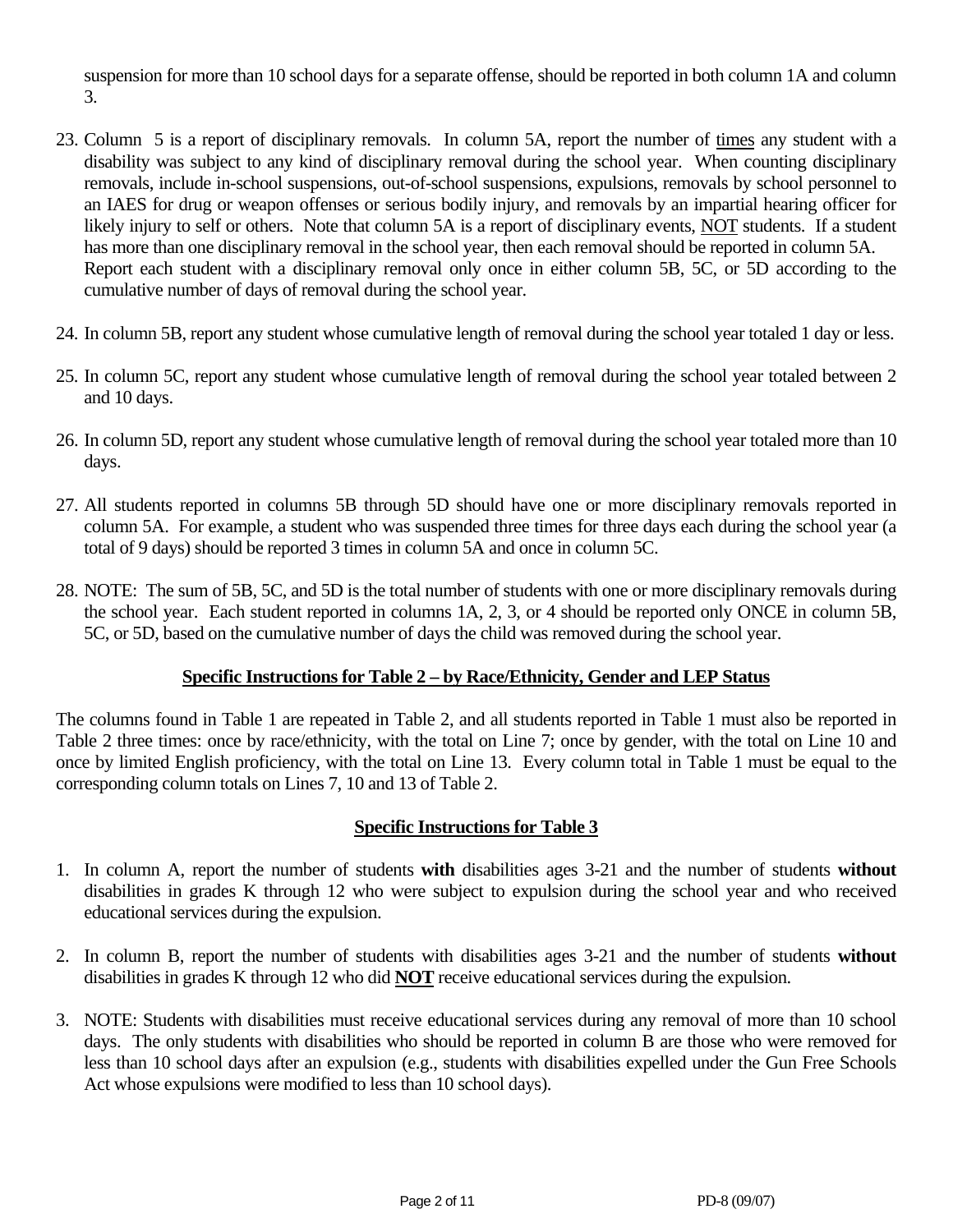suspension for more than 10 school days for a separate offense, should be reported in both column 1A and column 3.

23. Column 5 is a report of disciplinary removals. In column 5A, report the number of <u>times</u> any student with a disability was subject to any kind of disciplinary removal during the school year. When counting disciplinary removals, include in-school suspensions, out-of-school suspensions, expulsions, removals by school personnel to an IAES for drug or weapon offenses or serious bodily injury, and removals by an impartial hearing officer for likely injury to self or others. Note that column 5A is a report of disciplinary events, <u>NOT</u> students. If a student has more than one disciplinary removal in the school year, then each removal should be reported in column 5A. Report each student with a disciplinary removal only once in either column 5B, 5C, or 5D according to the cumulative number of days of removal during the school year.

24. In column 5B, report any student whose cumulative length of removal during the school year totaled 1 day or less.

25. In column 5C, report any student whose cumulative length of removal during the school year totaled between 2 and 10 days.

26. In column 5D, report any student whose cumulative length of removal during the school year totaled more than 10 days.

27. All students reported in columns 5B through 5D should have one or more disciplinary removals reported in column 5A. For example, a student who was suspended three times for three days each during the school year (a total of 9 days) should be reported 3 times in column 5A and once in column 5C.

28. NOTE: The sum of 5B, 5C, and 5D is the total number of students with one or more disciplinary removals during the school year. Each student reported in columns 1A, 2, 3, or 4 should be reported only ONCE in column 5B, 5C, or 5D, based on the cumulative number of days the child was removed during the school year.

## Specific Instructions for Table 2 – by Race/Ethnicity, Gender and LEP Status

The columns found in Table 1 are repeated in Table 2, and all students reported in Table 1 must also be reported in Table 2 three times: once by race/ethnicity, with the total on Line 7; once by gender, with the total on Line 10 and once by limited English proficiency, with the total on Line 13. Every column total in Table 1 must be equal to the corresponding column totals on Lines 7, 10 and 13 of Table 2.

## Specific Instructions for Table 3

1. In column A, report the number of students **with** disabilities ages 3-21 and the number of students **without** disabilities in grades K through 12 who were subject to expulsion during the school year and who received educational services during the expulsion.

2. In column B, report the number of students with disabilities ages 3-21 and the number of students **without** disabilities in grades K through 12 who did **<u>NOT</u>** receive educational services during the expulsion.

3. NOTE: Students with disabilities must receive educational services during any removal of more than 10 school days. The only students with disabilities who should be reported in column B are those who were removed for less than 10 school days after an expulsion (e.g., students with disabilities expelled under the Gun Free Schools Act whose expulsions were modified to less than 10 school days).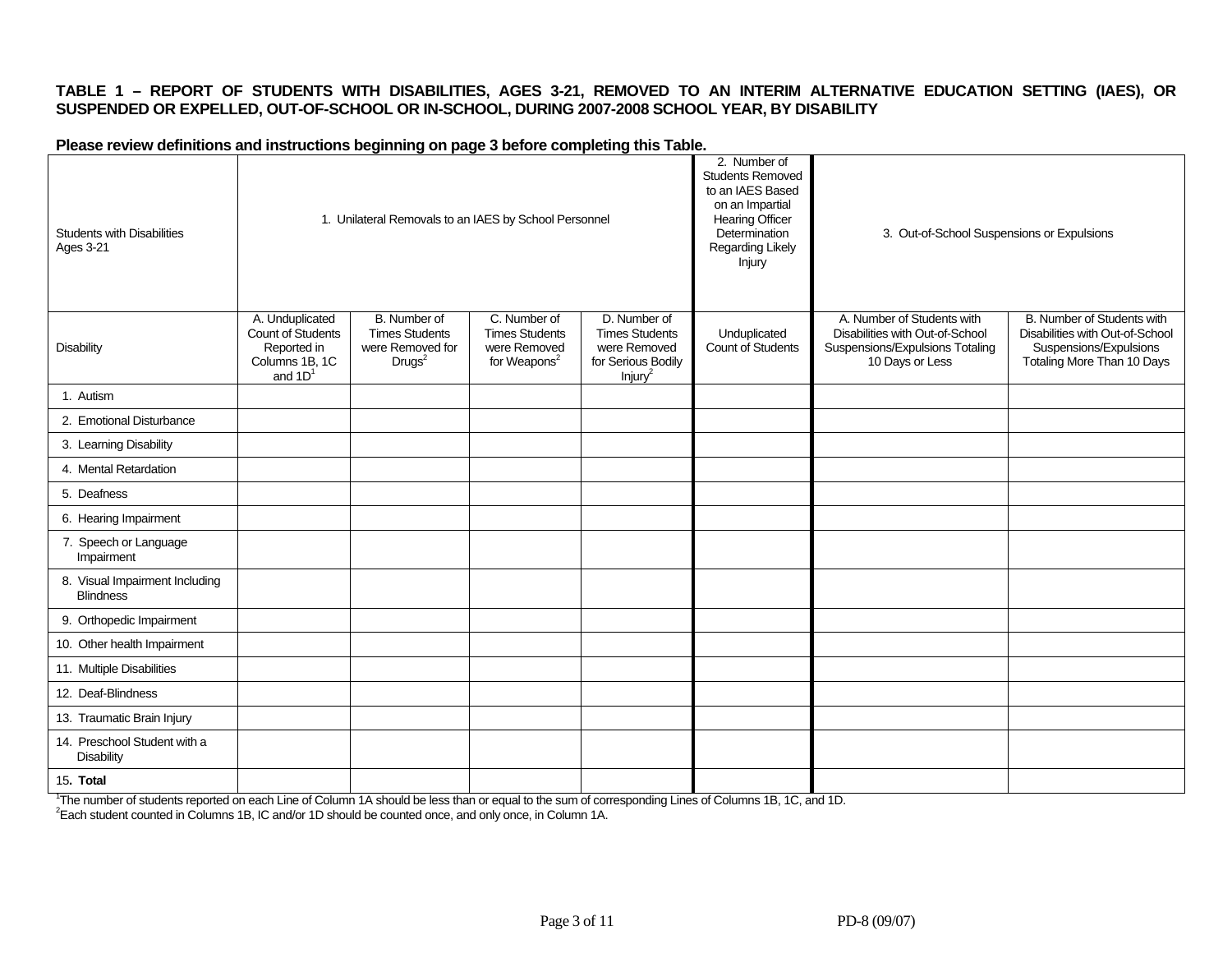**TABLE 1 – REPORT OF STUDENTS WITH DISABILITIES, AGES 3-21, REMOVED TO AN INTERIM ALTERNATIVE EDUCATION SETTING (IAES), OR SUSPENDED OR EXPELLED, OUT-OF-SCHOOL OR IN-SCHOOL, DURING 2007-2008 SCHOOL YEAR, BY DISABILITY**

**Please review definitions and instructions beginning on page 3 before completing this Table.**

| Students with Disabilities Ages 3-21 | 1. Unilateral Removals to an IAES by School Personnel | | | | 2. Number of Students Removed to an IAES Based on an Impartial Hearing Officer Determination Regarding Likely Injury | 3. Out-of-School Suspensions or Expulsions | |
|---|---|---|---|---|---|---|---|
| Disability | A. Unduplicated Count of Students Reported in Columns 1B, 1C and 1D[1] | B. Number of Times Students were Removed for Drugs[2] | C. Number of Times Students were Removed for Weapons[2] | D. Number of Times Students were Removed for Serious Bodily Injury[2] | Unduplicated Count of Students | A. Number of Students with Disabilities with Out-of-School Suspensions/Expulsions Totaling 10 Days or Less | B. Number of Students with Disabilities with Out-of-School Suspensions/Expulsions Totaling More Than 10 Days |
| 1. Autism | | | | | | | |
| 2. Emotional Disturbance | | | | | | | |
| 3. Learning Disability | | | | | | | |
| 4. Mental Retardation | | | | | | | |
| 5. Deafness | | | | | | | |
| 6. Hearing Impairment | | | | | | | |
| 7. Speech or Language Impairment | | | | | | | |
| 8. Visual Impairment Including Blindness | | | | | | | |
| 9. Orthopedic Impairment | | | | | | | |
| 10. Other health Impairment | | | | | | | |
| 11. Multiple Disabilities | | | | | | | |
| 12. Deaf-Blindness | | | | | | | |
| 13. Traumatic Brain Injury | | | | | | | |
| 14. Preschool Student with a Disability | | | | | | | |
| 15**. Total** | | | | | | | |

[1]The number of students reported on each Line of Column 1A should be less than or equal to the sum of corresponding Lines of Columns 1B, 1C, and 1D.
[2]Each student counted in Columns 1B, IC and/or 1D should be counted once, and only once, in Column 1A.

PD-8 (09/07)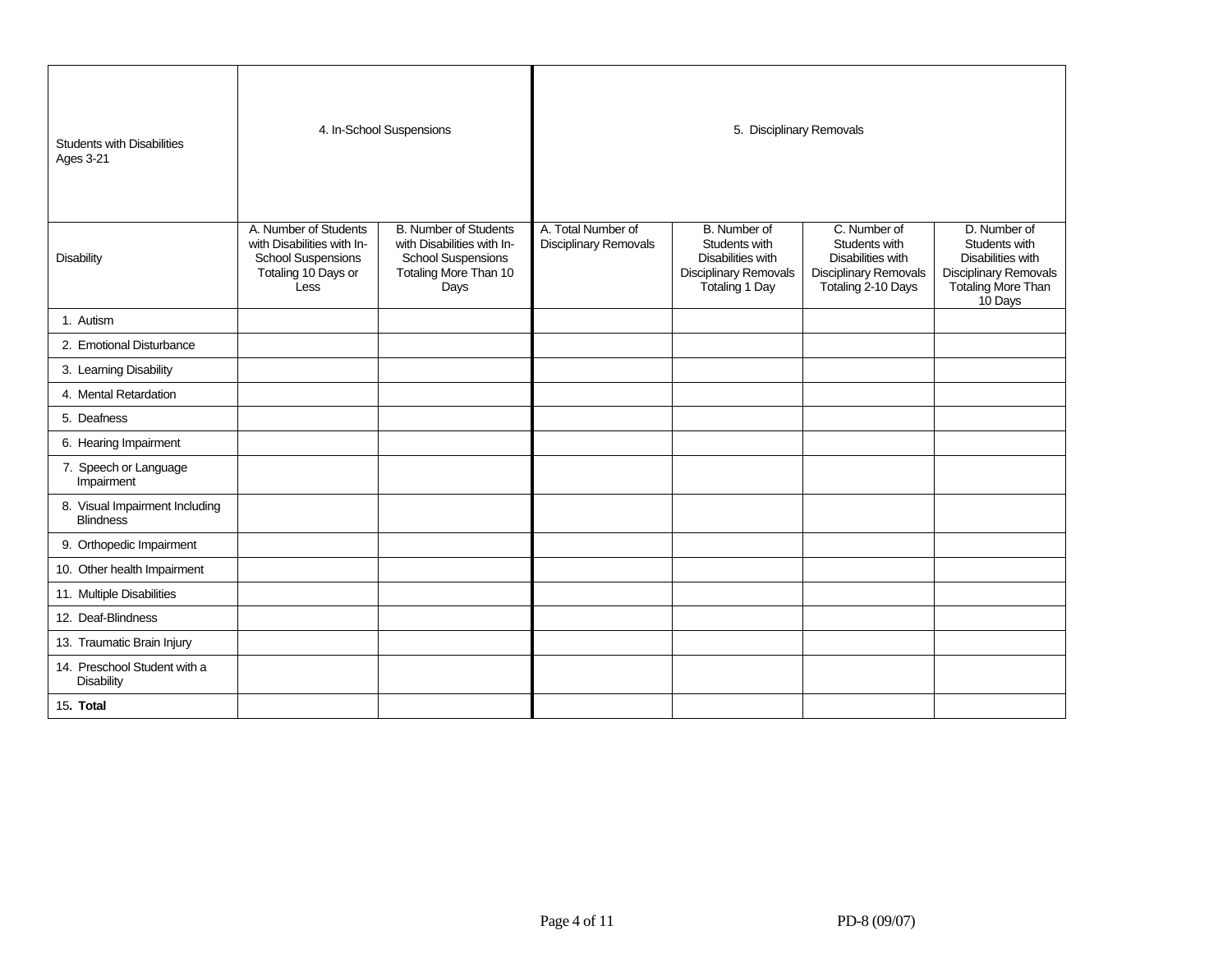| Students with Disabilities Ages 3-21 | 4. In-School Suspensions | | 5. Disciplinary Removals | | | |
|---|---|---|---|---|---|---|
| Disability | A. Number of Students with Disabilities with In-School Suspensions Totaling 10 Days or Less | B. Number of Students with Disabilities with In-School Suspensions Totaling More Than 10 Days | A. Total Number of Disciplinary Removals | B. Number of Students with Disabilities with Disciplinary Removals Totaling 1 Day | C. Number of Students with Disabilities with Disciplinary Removals Totaling 2-10 Days | D. Number of Students with Disabilities with Disciplinary Removals Totaling More Than 10 Days |
| 1. Autism | | | | | | |
| 2. Emotional Disturbance | | | | | | |
| 3. Learning Disability | | | | | | |
| 4. Mental Retardation | | | | | | |
| 5. Deafness | | | | | | |
| 6. Hearing Impairment | | | | | | |
| 7. Speech or Language Impairment | | | | | | |
| 8. Visual Impairment Including Blindness | | | | | | |
| 9. Orthopedic Impairment | | | | | | |
| 10. Other health Impairment | | | | | | |
| 11. Multiple Disabilities | | | | | | |
| 12. Deaf-Blindness | | | | | | |
| 13. Traumatic Brain Injury | | | | | | |
| 14. Preschool Student with a Disability | | | | | | |
| 15**. Total** | | | | | | |

PD-8 (09/07)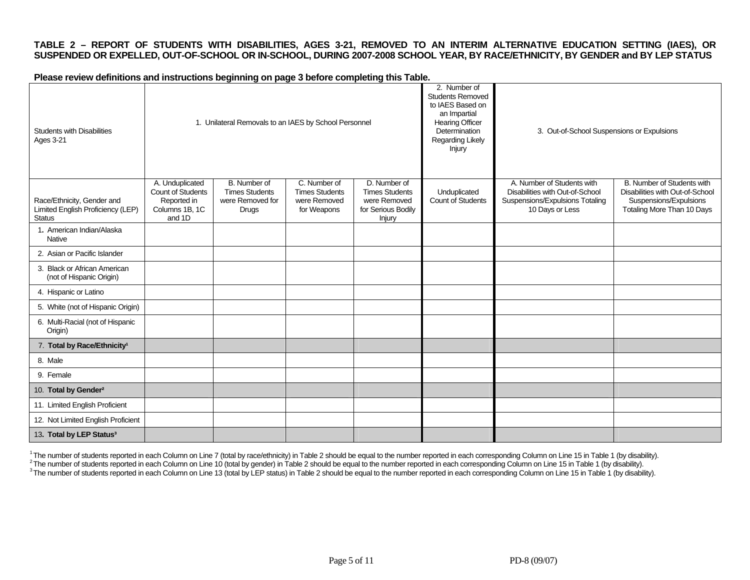**TABLE 2 – REPORT OF STUDENTS WITH DISABILITIES, AGES 3-21, REMOVED TO AN INTERIM ALTERNATIVE EDUCATION SETTING (IAES), OR SUSPENDED OR EXPELLED, OUT-OF-SCHOOL OR IN-SCHOOL, DURING 2007-2008 SCHOOL YEAR, BY RACE/ETHNICITY, BY GENDER and BY LEP STATUS**

**Please review definitions and instructions beginning on page 3 before completing this Table.**

| Students with Disabilities Ages 3-21 | 1. Unilateral Removals to an IAES by School Personnel | | | | 2. Number of Students Removed to IAES Based on an Impartial Hearing Officer Determination Regarding Likely Injury | 3. Out-of-School Suspensions or Expulsions | |
|---|---|---|---|---|---|---|---|
| Race/Ethnicity, Gender and Limited English Proficiency (LEP) Status | A. Unduplicated Count of Students Reported in Columns 1B, 1C and 1D | B. Number of Times Students were Removed for Drugs | C. Number of Times Students were Removed for Weapons | D. Number of Times Students were Removed for Serious Bodily Injury | Unduplicated Count of Students | A. Number of Students with Disabilities with Out-of-School Suspensions/Expulsions Totaling 10 Days or Less | B. Number of Students with Disabilities with Out-of-School Suspensions/Expulsions Totaling More Than 10 Days |
| 1. American Indian/Alaska Native | | | | | | | |
| 2. Asian or Pacific Islander | | | | | | | |
| 3. Black or African American (not of Hispanic Origin) | | | | | | | |
| 4. Hispanic or Latino | | | | | | | |
| 5. White (not of Hispanic Origin) | | | | | | | |
| 6. Multi-Racial (not of Hispanic Origin) | | | | | | | |
| 7. **Total by Race/Ethnicity**[1] | | | | | | | |
| 8. Male | | | | | | | |
| 9. Female | | | | | | | |
| 10. **Total by Gender**[2] | | | | | | | |
| 11. Limited English Proficient | | | | | | | |
| 12. Not Limited English Proficient | | | | | | | |
| 13. **Total by LEP Status**[3] | | | | | | | |

[1] The number of students reported in each Column on Line 7 (total by race/ethnicity) in Table 2 should be equal to the number reported in each corresponding Column on Line 15 in Table 1 (by disability).
[2] The number of students reported in each Column on Line 10 (total by gender) in Table 2 should be equal to the number reported in each corresponding Column on Line 15 in Table 1 (by disability).
[3] The number of students reported in each Column on Line 13 (total by LEP status) in Table 2 should be equal to the number reported in each corresponding Column on Line 15 in Table 1 (by disability).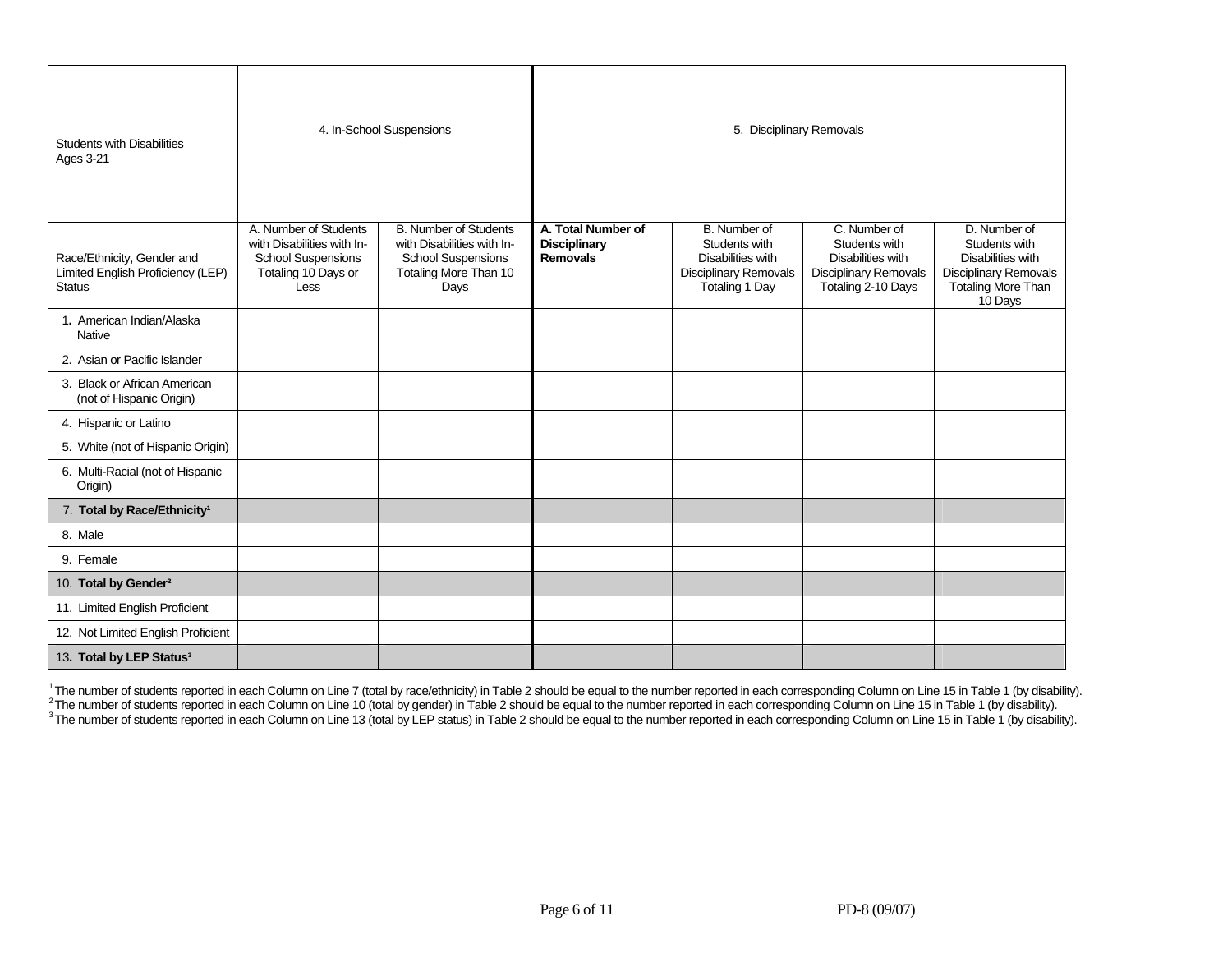| Students with Disabilities Ages 3-21 | 4. In-School Suspensions | | 5. Disciplinary Removals | | | |
|---|---|---|---|---|---|---|
| Race/Ethnicity, Gender and Limited English Proficiency (LEP) Status | A. Number of Students with Disabilities with In-School Suspensions Totaling 10 Days or Less | B. Number of Students with Disabilities with In-School Suspensions Totaling More Than 10 Days | **A. Total Number of Disciplinary Removals** | B. Number of Students with Disabilities with Disciplinary Removals Totaling 1 Day | C. Number of Students with Disabilities with Disciplinary Removals Totaling 2-10 Days | D. Number of Students with Disabilities with Disciplinary Removals Totaling More Than 10 Days |
| 1. American Indian/Alaska Native | | | | | | |
| 2. Asian or Pacific Islander | | | | | | |
| 3. Black or African American (not of Hispanic Origin) | | | | | | |
| 4. Hispanic or Latino | | | | | | |
| 5. White (not of Hispanic Origin) | | | | | | |
| 6. Multi-Racial (not of Hispanic Origin) | | | | | | |
| 7. **Total by Race/Ethnicity**[1] | | | | | | |
| 8. Male | | | | | | |
| 9. Female | | | | | | |
| 10. **Total by Gender**[2] | | | | | | |
| 11. Limited English Proficient | | | | | | |
| 12. Not Limited English Proficient | | | | | | |
| 13. **Total by LEP Status**[3] | | | | | | |

[1] The number of students reported in each Column on Line 7 (total by race/ethnicity) in Table 2 should be equal to the number reported in each corresponding Column on Line 15 in Table 1 (by disability).
[2] The number of students reported in each Column on Line 10 (total by gender) in Table 2 should be equal to the number reported in each corresponding Column on Line 15 in Table 1 (by disability).
[3] The number of students reported in each Column on Line 13 (total by LEP status) in Table 2 should be equal to the number reported in each corresponding Column on Line 15 in Table 1 (by disability).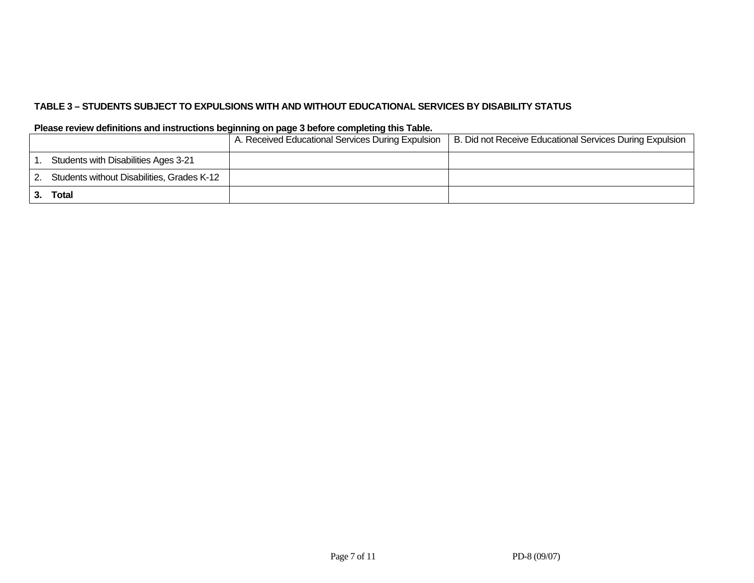**TABLE 3 – STUDENTS SUBJECT TO EXPULSIONS WITH AND WITHOUT EDUCATIONAL SERVICES BY DISABILITY STATUS**

**Please review definitions and instructions beginning on page 3 before completing this Table.**

| | A. Received Educational Services During Expulsion | B. Did not Receive Educational Services During Expulsion |
|---|---|---|
| 1. Students with Disabilities Ages 3-21 | | |
| 2. Students without Disabilities, Grades K-12 | | |
| **3. Total** | | |